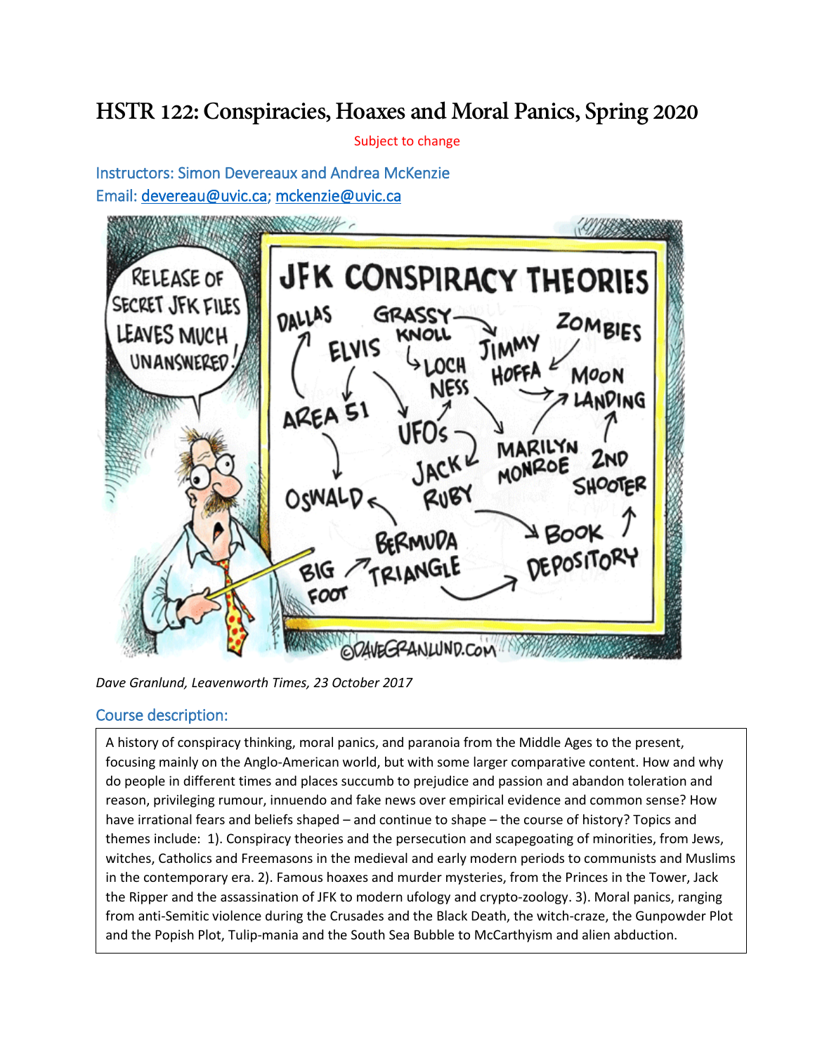# HSTR 122: Conspiracies, Hoaxes and Moral Panics, Spring 2020

Subject to change

Instructors: Simon Devereaux and Andrea McKenzie
Email: devereau@uvic.ca; mckenzie@uvic.ca

*Dave Granlund, Leavenworth Times, 23 October 2017*

## Course description:

A history of conspiracy thinking, moral panics, and paranoia from the Middle Ages to the present, focusing mainly on the Anglo-American world, but with some larger comparative content. How and why do people in different times and places succumb to prejudice and passion and abandon toleration and reason, privileging rumour, innuendo and fake news over empirical evidence and common sense? How have irrational fears and beliefs shaped – and continue to shape – the course of history? Topics and themes include: 1). Conspiracy theories and the persecution and scapegoating of minorities, from Jews, witches, Catholics and Freemasons in the medieval and early modern periods to communists and Muslims in the contemporary era. 2). Famous hoaxes and murder mysteries, from the Princes in the Tower, Jack the Ripper and the assassination of JFK to modern ufology and crypto-zoology. 3). Moral panics, ranging from anti-Semitic violence during the Crusades and the Black Death, the witch-craze, the Gunpowder Plot and the Popish Plot, Tulip-mania and the South Sea Bubble to McCarthyism and alien abduction.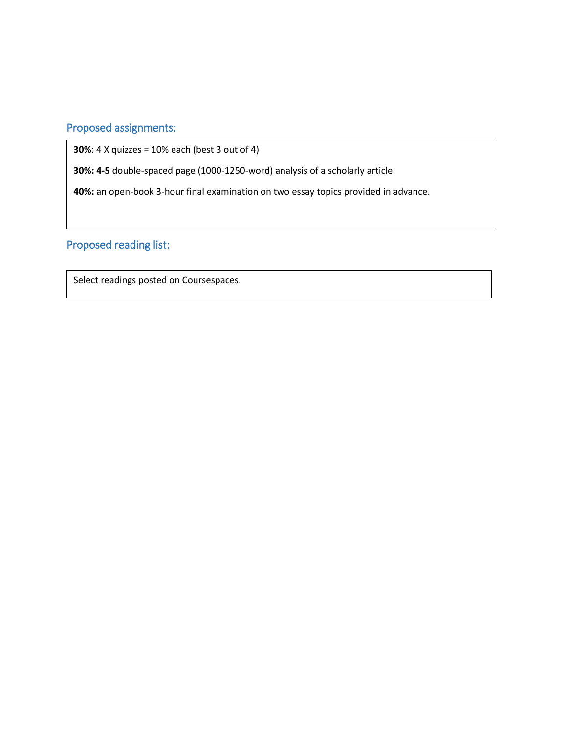## Proposed assignments:

**30%**: 4 X quizzes = 10% each (best 3 out of 4)

**30%: 4-5** double-spaced page (1000-1250-word) analysis of a scholarly article

**40%:** an open-book 3-hour final examination on two essay topics provided in advance.

## Proposed reading list:

Select readings posted on Coursespaces.